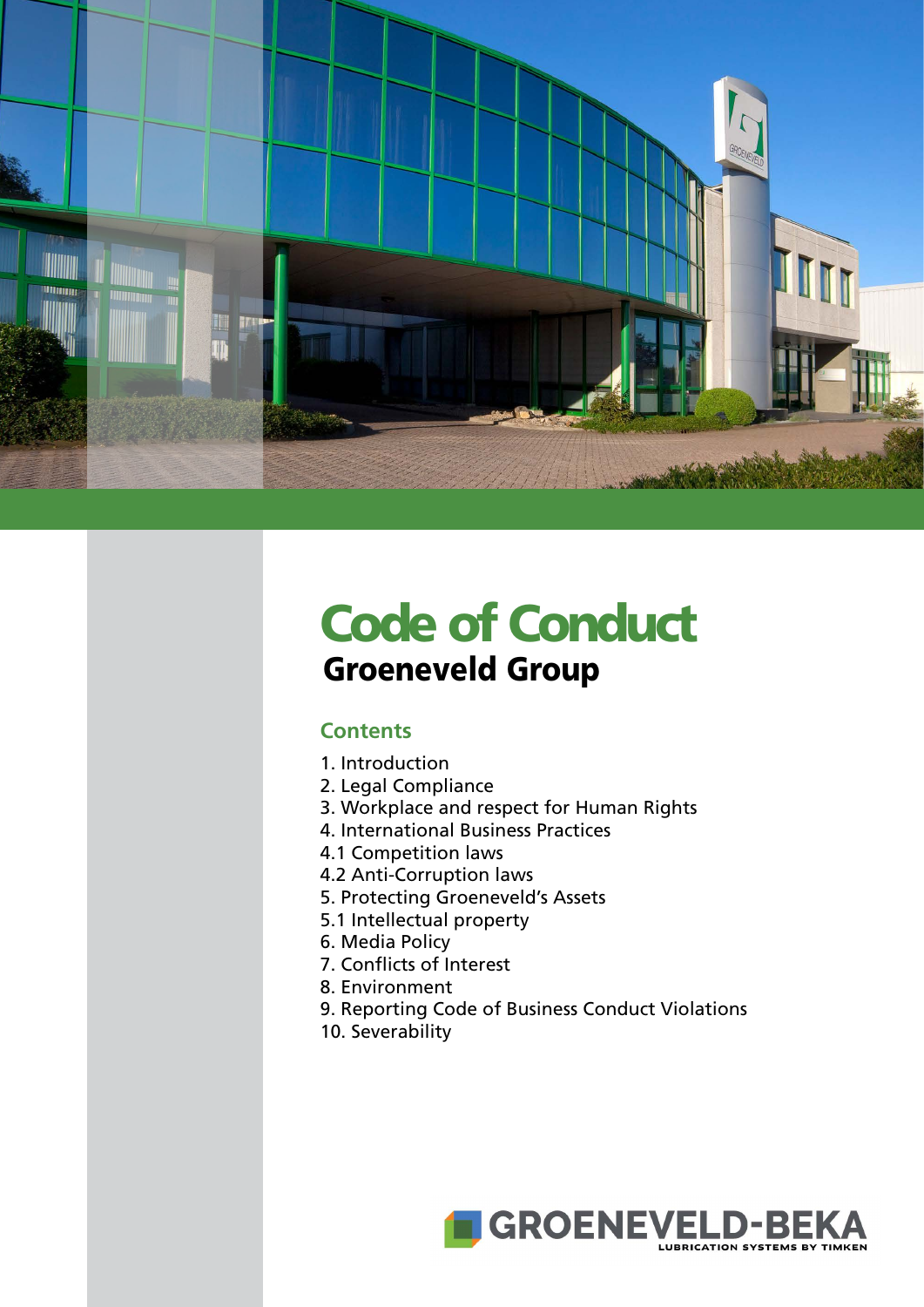# Code of Conduct

## Groeneveld Group

### Contents

1. Introduction
2. Legal Compliance
3. Workplace and respect for Human Rights
4. International Business Practices
4.1 Competition laws
4.2 Anti-Corruption laws
5. Protecting Groeneveld's Assets
5.1 Intellectual property
6. Media Policy
7. Conflicts of Interest
8. Environment
9. Reporting Code of Business Conduct Violations
10. Severability

GROENEVELD-BEKA
LUBRICATION SYSTEMS BY TIMKEN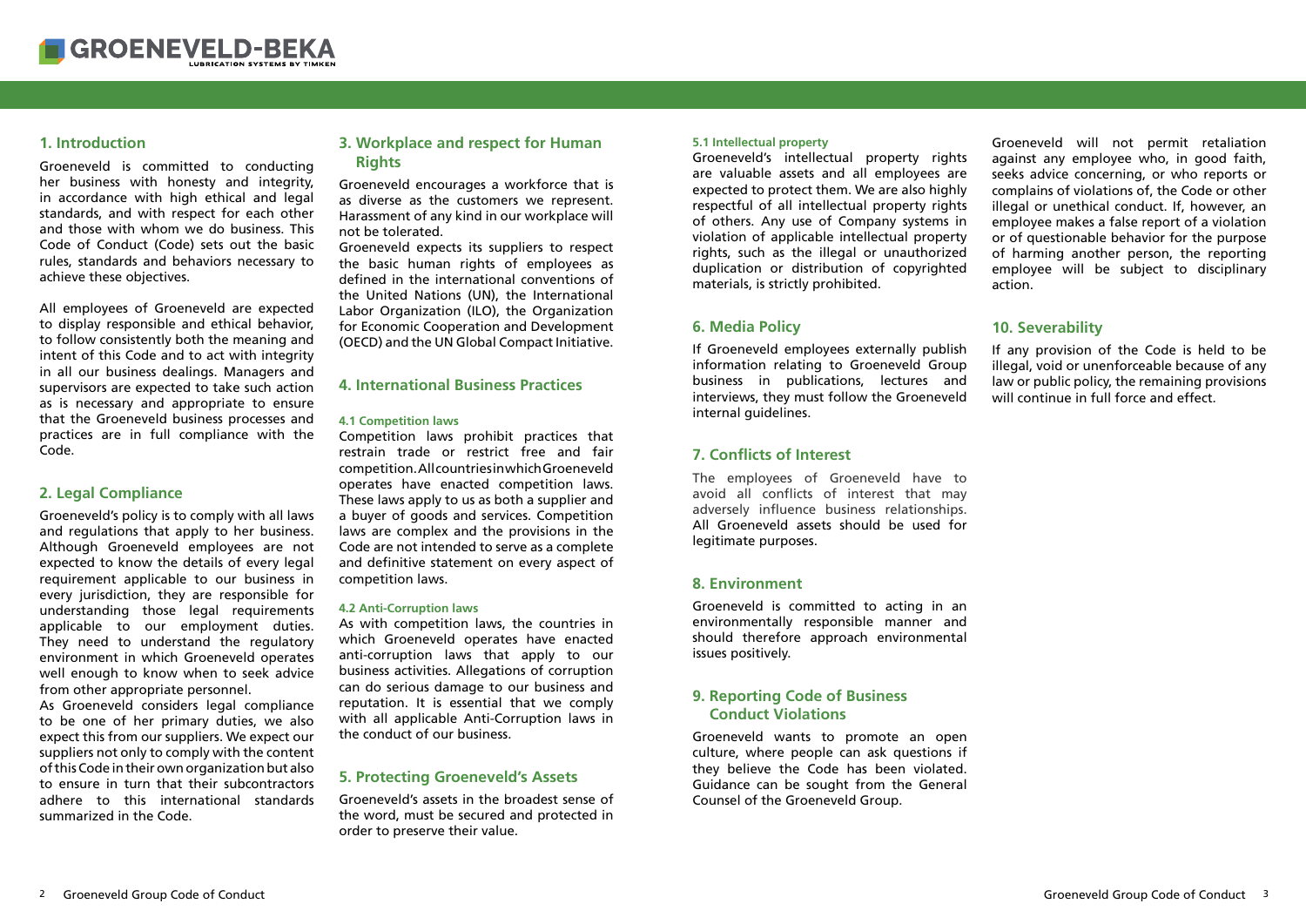## 1. Introduction

Groeneveld is committed to conducting her business with honesty and integrity, in accordance with high ethical and legal standards, and with respect for each other and those with whom we do business. This Code of Conduct (Code) sets out the basic rules, standards and behaviors necessary to achieve these objectives.

All employees of Groeneveld are expected to display responsible and ethical behavior, to follow consistently both the meaning and intent of this Code and to act with integrity in all our business dealings. Managers and supervisors are expected to take such action as is necessary and appropriate to ensure that the Groeneveld business processes and practices are in full compliance with the Code.

## 2. Legal Compliance

Groeneveld's policy is to comply with all laws and regulations that apply to her business. Although Groeneveld employees are not expected to know the details of every legal requirement applicable to our business in every jurisdiction, they are responsible for understanding those legal requirements applicable to our employment duties. They need to understand the regulatory environment in which Groeneveld operates well enough to know when to seek advice from other appropriate personnel.

As Groeneveld considers legal compliance to be one of her primary duties, we also expect this from our suppliers. We expect our suppliers not only to comply with the content of this Code in their own organization but also to ensure in turn that their subcontractors adhere to this international standards summarized in the Code.

## 3. Workplace and respect for Human Rights

Groeneveld encourages a workforce that is as diverse as the customers we represent. Harassment of any kind in our workplace will not be tolerated.

Groeneveld expects its suppliers to respect the basic human rights of employees as defined in the international conventions of the United Nations (UN), the International Labor Organization (ILO), the Organization for Economic Cooperation and Development (OECD) and the UN Global Compact Initiative.

## 4. International Business Practices

### 4.1 Competition laws

Competition laws prohibit practices that restrain trade or restrict free and fair competition. All countries in which Groeneveld operates have enacted competition laws. These laws apply to us as both a supplier and a buyer of goods and services. Competition laws are complex and the provisions in the Code are not intended to serve as a complete and definitive statement on every aspect of competition laws.

### 4.2 Anti-Corruption laws

As with competition laws, the countries in which Groeneveld operates have enacted anti-corruption laws that apply to our business activities. Allegations of corruption can do serious damage to our business and reputation. It is essential that we comply with all applicable Anti-Corruption laws in the conduct of our business.

## 5. Protecting Groeneveld's Assets

Groeneveld's assets in the broadest sense of the word, must be secured and protected in order to preserve their value.

### 5.1 Intellectual property

Groeneveld's intellectual property rights are valuable assets and all employees are expected to protect them. We are also highly respectful of all intellectual property rights of others. Any use of Company systems in violation of applicable intellectual property rights, such as the illegal or unauthorized duplication or distribution of copyrighted materials, is strictly prohibited.

## 6. Media Policy

If Groeneveld employees externally publish information relating to Groeneveld Group business in publications, lectures and interviews, they must follow the Groeneveld internal guidelines.

## 7. Conflicts of Interest

The employees of Groeneveld have to avoid all conflicts of interest that may adversely influence business relationships. All Groeneveld assets should be used for legitimate purposes.

## 8. Environment

Groeneveld is committed to acting in an environmentally responsible manner and should therefore approach environmental issues positively.

## 9. Reporting Code of Business Conduct Violations

Groeneveld wants to promote an open culture, where people can ask questions if they believe the Code has been violated. Guidance can be sought from the General Counsel of the Groeneveld Group.

Groeneveld will not permit retaliation against any employee who, in good faith, seeks advice concerning, or who reports or complains of violations of, the Code or other illegal or unethical conduct. If, however, an employee makes a false report of a violation or of questionable behavior for the purpose of harming another person, the reporting employee will be subject to disciplinary action.

## 10. Severability

If any provision of the Code is held to be illegal, void or unenforceable because of any law or public policy, the remaining provisions will continue in full force and effect.